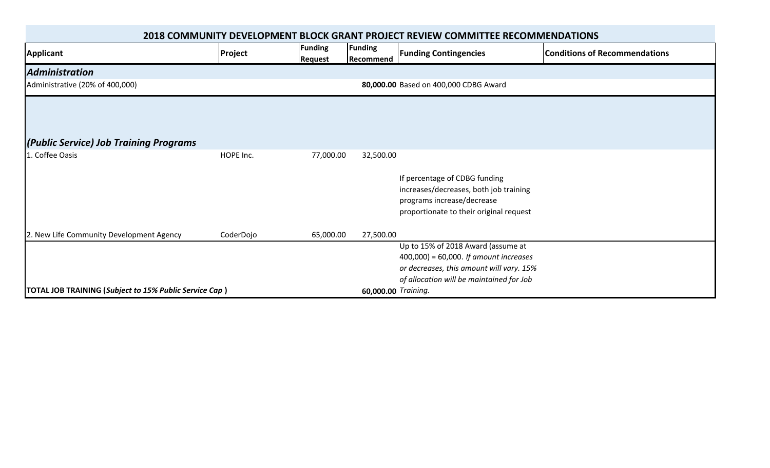# 2018 COMMUNITY DEVELOPMENT BLOCK GRANT PROJECT REVIEW COMMITTEE RECOMMENDATIONS

| Applicant | Project | Funding Request | Funding Recommend | Funding Contingencies | Conditions of Recommendations |
|---|---|---|---|---|---|
| ***Administration*** | | | | | |
| Administrative (20% of 400,000) | | | **80,000.00** | Based on 400,000 CDBG Award | |
| ***(Public Service) Job Training Programs*** | | | | | |
| 1. Coffee Oasis | HOPE Inc. | 77,000.00 | 32,500.00 | If percentage of CDBG funding increases/decreases, both job training programs increase/decrease proportionate to their original request | |
| 2. New Life Community Development Agency | CoderDojo | 65,000.00 | 27,500.00 | | |
| **TOTAL JOB TRAINING (*Subject to 15% Public Service Cap*)** | | | **60,000.00** | Up to 15% of 2018 Award (assume at 400,000) = 60,000. *If amount increases or decreases, this amount will vary. 15% of allocation will be maintained for Job Training.* | |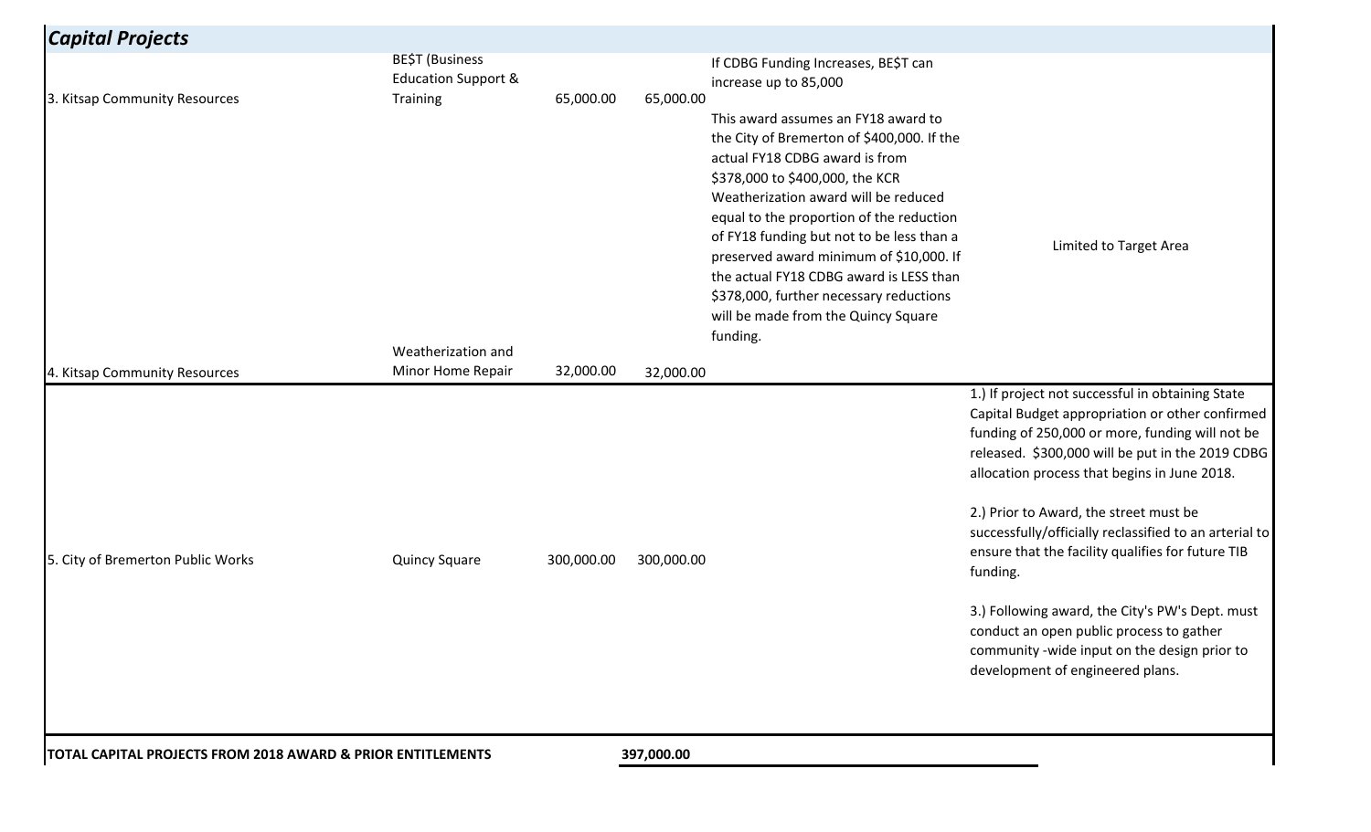## *Capital Projects*

| Agency | Project | Amount | Amount | Notes | Conditions |
|---|---|---|---|---|---|
| 3. Kitsap Community Resources | BE$T (Business Education Support & Training | 65,000.00 | 65,000.00 | If CDBG Funding Increases, BE$T can increase up to 85,000 | |
| 4. Kitsap Community Resources | Weatherization and Minor Home Repair | 32,000.00 | 32,000.00 | This award assumes an FY18 award to the City of Bremerton of $400,000. If the actual FY18 CDBG award is from $378,000 to $400,000, the KCR Weatherization award will be reduced equal to the proportion of the reduction of FY18 funding but not to be less than a preserved award minimum of $10,000. If the actual FY18 CDBG award is LESS than $378,000, further necessary reductions will be made from the Quincy Square funding. | Limited to Target Area |
| 5. City of Bremerton Public Works | Quincy Square | 300,000.00 | 300,000.00 | | 1.) If project not successful in obtaining State Capital Budget appropriation or other confirmed funding of 250,000 or more, funding will not be released. $300,000 will be put in the 2019 CDBG allocation process that begins in June 2018.<br><br>2.) Prior to Award, the street must be successfully/officially reclassified to an arterial to ensure that the facility qualifies for future TIB funding.<br><br>3.) Following award, the City's PW's Dept. must conduct an open public process to gather community -wide input on the design prior to development of engineered plans. |
| **TOTAL CAPITAL PROJECTS FROM 2018 AWARD & PRIOR ENTITLEMENTS** | | | **397,000.00** | | |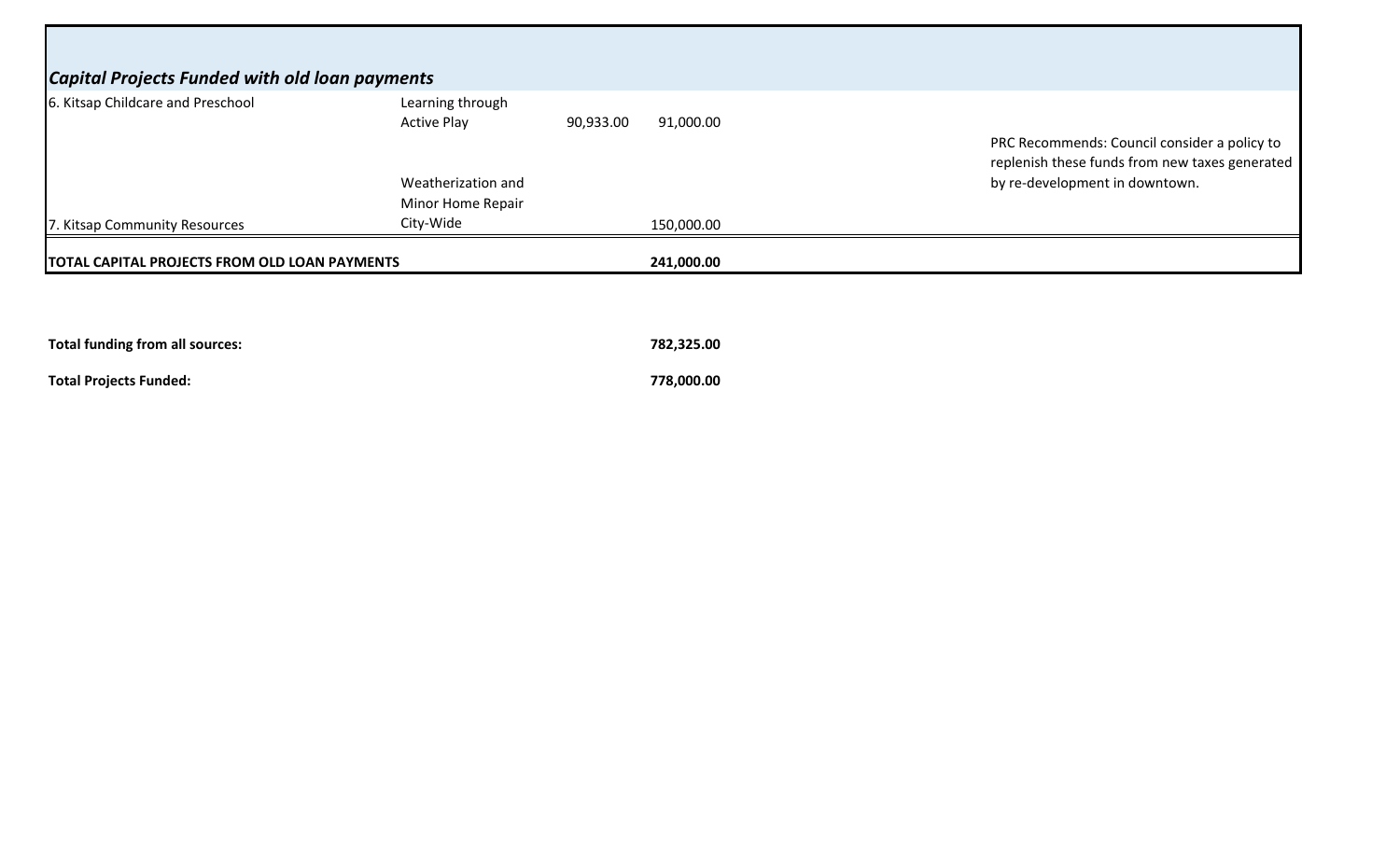## *Capital Projects Funded with old loan payments*

| | | | | |
|---|---|---|---|---|
| 6. Kitsap Childcare and Preschool | Learning through Active Play | 90,933.00 | 91,000.00 | PRC Recommends: Council consider a policy to replenish these funds from new taxes generated by re-development in downtown. |
| 7. Kitsap Community Resources | Weatherization and Minor Home Repair City-Wide | | 150,000.00 | |
| **TOTAL CAPITAL PROJECTS FROM OLD LOAN PAYMENTS** | | | **241,000.00** | |

| | |
|---|---|
| **Total funding from all sources:** | **782,325.00** |
| **Total Projects Funded:** | **778,000.00** |